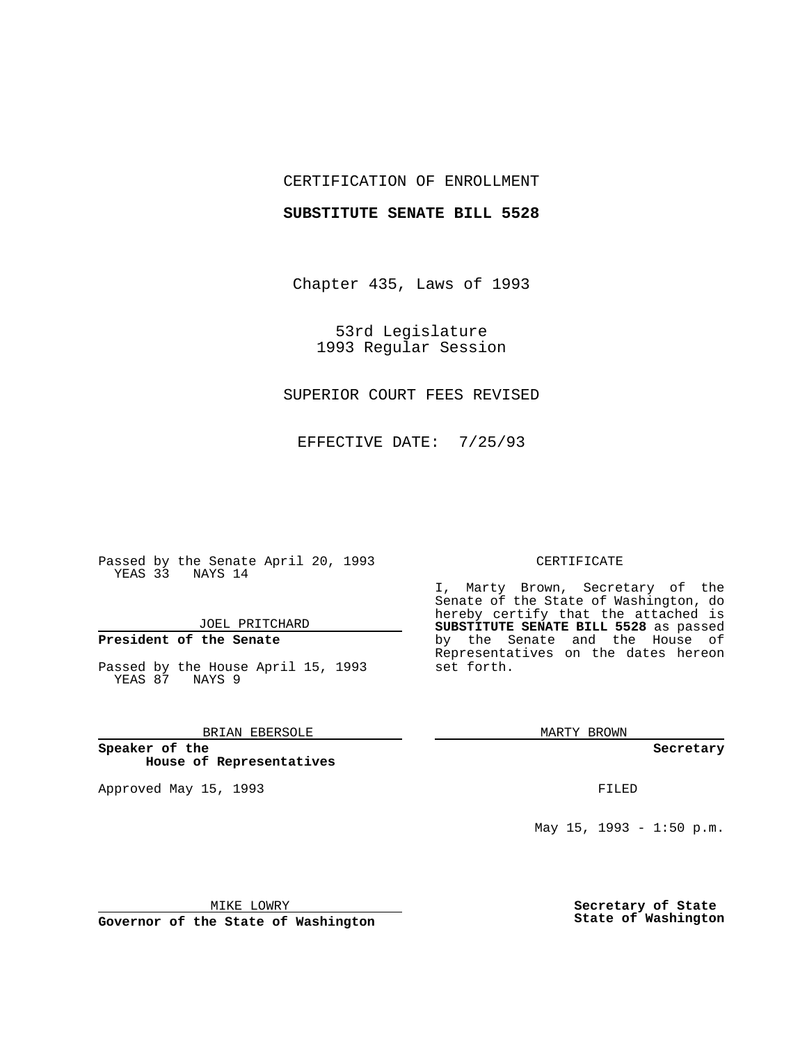CERTIFICATION OF ENROLLMENT

**SUBSTITUTE SENATE BILL 5528**

Chapter 435, Laws of 1993

53rd Legislature
1993 Regular Session

SUPERIOR COURT FEES REVISED

EFFECTIVE DATE: 7/25/93

Passed by the Senate April 20, 1993
YEAS 33 NAYS 14

JOEL PRITCHARD

**President of the Senate**

Passed by the House April 15, 1993
YEAS 87 NAYS 9

BRIAN EBERSOLE

**Speaker of the House of Representatives**

Approved May 15, 1993

MIKE LOWRY

**Governor of the State of Washington**

CERTIFICATE

I, Marty Brown, Secretary of the Senate of the State of Washington, do hereby certify that the attached is **SUBSTITUTE SENATE BILL 5528** as passed by the Senate and the House of Representatives on the dates hereon set forth.

MARTY BROWN

**Secretary**

FILED

May 15, 1993 - 1:50 p.m.

**Secretary of State**
**State of Washington**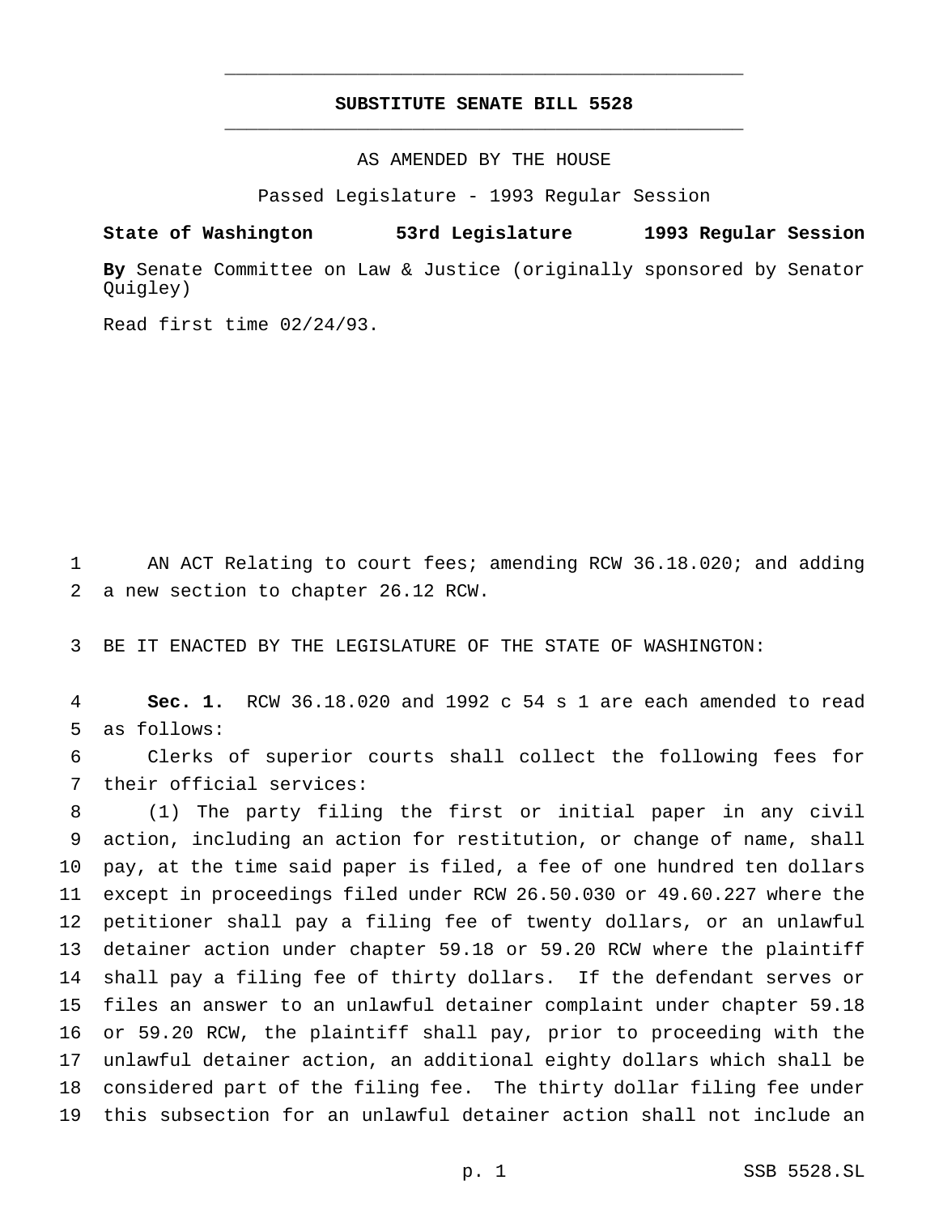# SUBSTITUTE SENATE BILL 5528

AS AMENDED BY THE HOUSE

Passed Legislature - 1993 Regular Session

**State of Washington 53rd Legislature 1993 Regular Session**

**By** Senate Committee on Law & Justice (originally sponsored by Senator Quigley)

Read first time 02/24/93.

AN ACT Relating to court fees; amending RCW 36.18.020; and adding a new section to chapter 26.12 RCW.

BE IT ENACTED BY THE LEGISLATURE OF THE STATE OF WASHINGTON:

**Sec. 1.** RCW 36.18.020 and 1992 c 54 s 1 are each amended to read as follows:

Clerks of superior courts shall collect the following fees for their official services:

(1) The party filing the first or initial paper in any civil action, including an action for restitution, or change of name, shall pay, at the time said paper is filed, a fee of one hundred ten dollars except in proceedings filed under RCW 26.50.030 or 49.60.227 where the petitioner shall pay a filing fee of twenty dollars, or an unlawful detainer action under chapter 59.18 or 59.20 RCW where the plaintiff shall pay a filing fee of thirty dollars. If the defendant serves or files an answer to an unlawful detainer complaint under chapter 59.18 or 59.20 RCW, the plaintiff shall pay, prior to proceeding with the unlawful detainer action, an additional eighty dollars which shall be considered part of the filing fee. The thirty dollar filing fee under this subsection for an unlawful detainer action shall not include an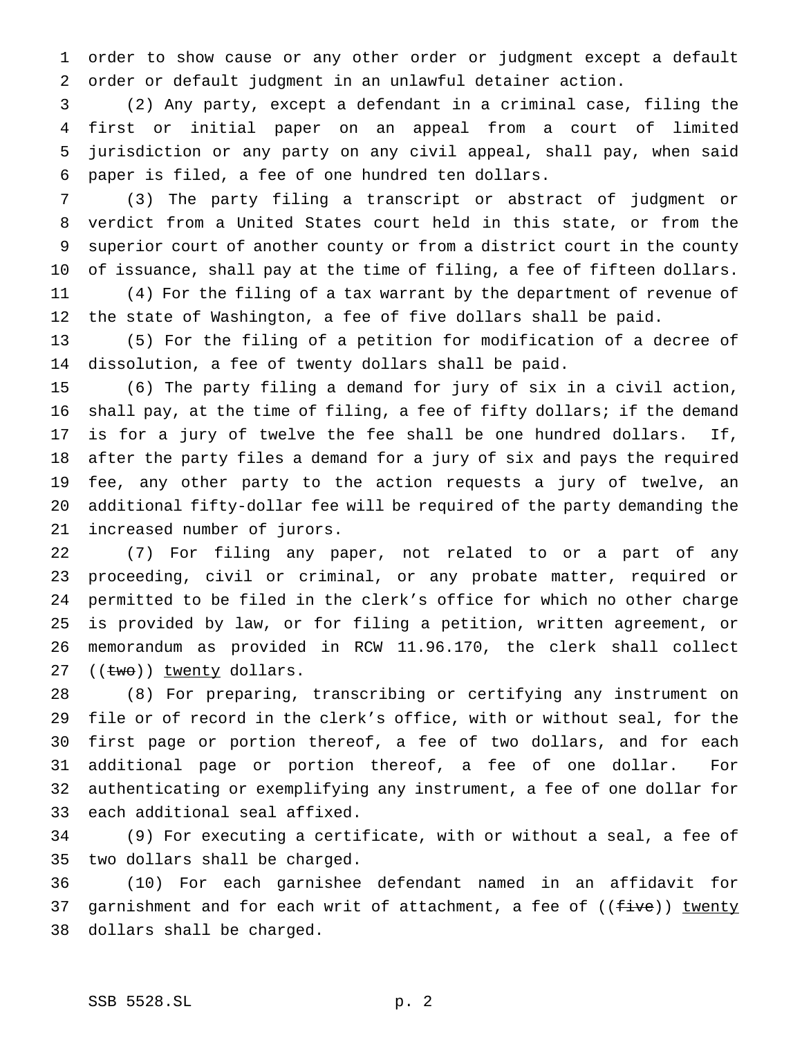order to show cause or any other order or judgment except a default order or default judgment in an unlawful detainer action.

(2) Any party, except a defendant in a criminal case, filing the first or initial paper on an appeal from a court of limited jurisdiction or any party on any civil appeal, shall pay, when said paper is filed, a fee of one hundred ten dollars.

(3) The party filing a transcript or abstract of judgment or verdict from a United States court held in this state, or from the superior court of another county or from a district court in the county of issuance, shall pay at the time of filing, a fee of fifteen dollars.

(4) For the filing of a tax warrant by the department of revenue of the state of Washington, a fee of five dollars shall be paid.

(5) For the filing of a petition for modification of a decree of dissolution, a fee of twenty dollars shall be paid.

(6) The party filing a demand for jury of six in a civil action, shall pay, at the time of filing, a fee of fifty dollars; if the demand is for a jury of twelve the fee shall be one hundred dollars. If, after the party files a demand for a jury of six and pays the required fee, any other party to the action requests a jury of twelve, an additional fifty-dollar fee will be required of the party demanding the increased number of jurors.

(7) For filing any paper, not related to or a part of any proceeding, civil or criminal, or any probate matter, required or permitted to be filed in the clerk's office for which no other charge is provided by law, or for filing a petition, written agreement, or memorandum as provided in RCW 11.96.170, the clerk shall collect ((~~two~~)) <u>twenty</u> dollars.

(8) For preparing, transcribing or certifying any instrument on file or of record in the clerk's office, with or without seal, for the first page or portion thereof, a fee of two dollars, and for each additional page or portion thereof, a fee of one dollar. For authenticating or exemplifying any instrument, a fee of one dollar for each additional seal affixed.

(9) For executing a certificate, with or without a seal, a fee of two dollars shall be charged.

(10) For each garnishee defendant named in an affidavit for garnishment and for each writ of attachment, a fee of ((~~five~~)) <u>twenty</u> dollars shall be charged.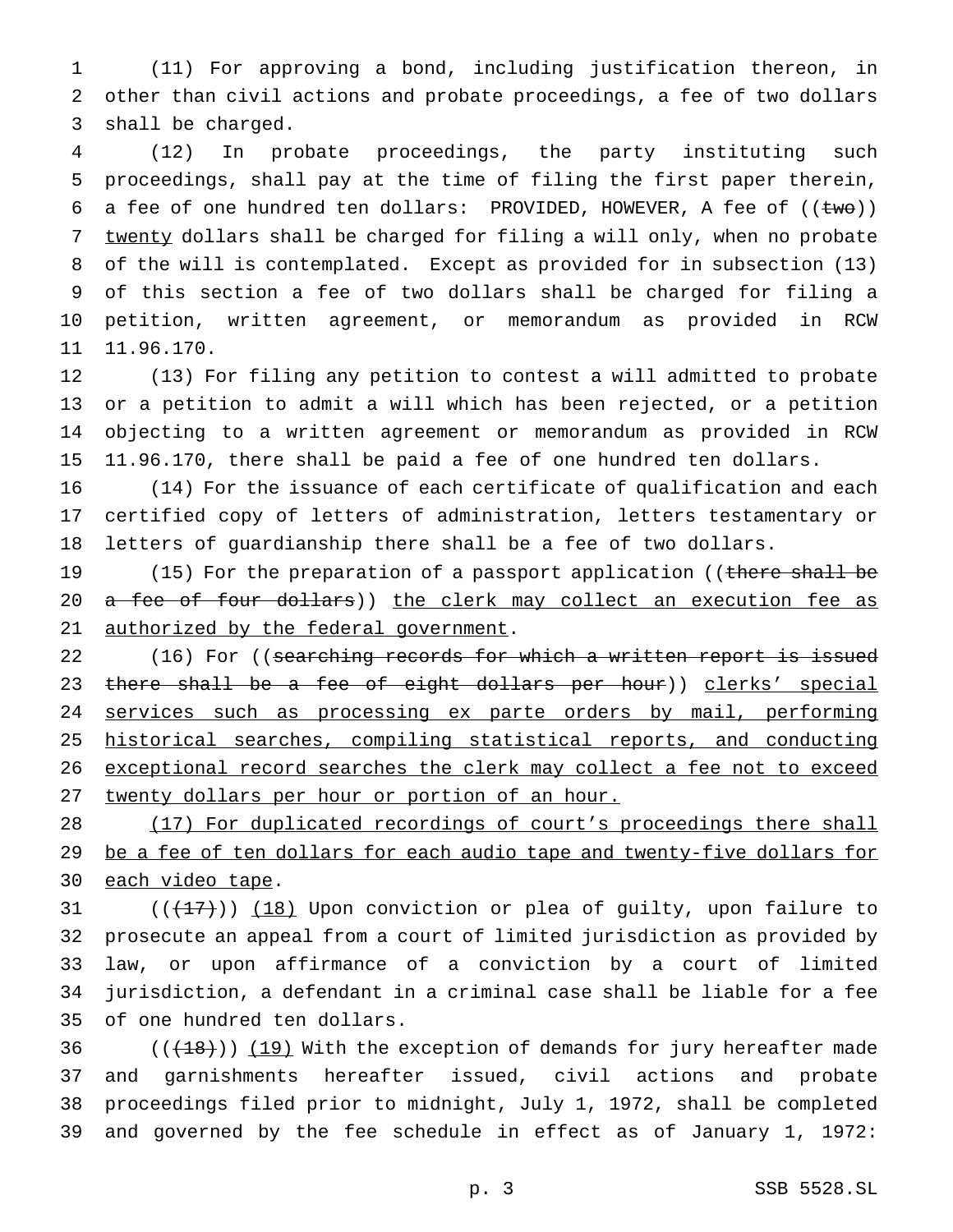(11) For approving a bond, including justification thereon, in other than civil actions and probate proceedings, a fee of two dollars shall be charged.

(12) In probate proceedings, the party instituting such proceedings, shall pay at the time of filing the first paper therein, a fee of one hundred ten dollars: PROVIDED, HOWEVER, A fee of ((~~two~~)) <u>twenty</u> dollars shall be charged for filing a will only, when no probate of the will is contemplated. Except as provided for in subsection (13) of this section a fee of two dollars shall be charged for filing a petition, written agreement, or memorandum as provided in RCW 11.96.170.

(13) For filing any petition to contest a will admitted to probate or a petition to admit a will which has been rejected, or a petition objecting to a written agreement or memorandum as provided in RCW 11.96.170, there shall be paid a fee of one hundred ten dollars.

(14) For the issuance of each certificate of qualification and each certified copy of letters of administration, letters testamentary or letters of guardianship there shall be a fee of two dollars.

(15) For the preparation of a passport application ((~~there shall be a fee of four dollars~~)) <u>the clerk may collect an execution fee as authorized by the federal government</u>.

(16) For ((~~searching records for which a written report is issued there shall be a fee of eight dollars per hour~~)) <u>clerks' special services such as processing ex parte orders by mail, performing historical searches, compiling statistical reports, and conducting exceptional record searches the clerk may collect a fee not to exceed twenty dollars per hour or portion of an hour.</u>

<u>(17) For duplicated recordings of court's proceedings there shall be a fee of ten dollars for each audio tape and twenty-five dollars for each video tape</u>.

((~~(17)~~)) <u>(18)</u> Upon conviction or plea of guilty, upon failure to prosecute an appeal from a court of limited jurisdiction as provided by law, or upon affirmance of a conviction by a court of limited jurisdiction, a defendant in a criminal case shall be liable for a fee of one hundred ten dollars.

((~~(18)~~)) <u>(19)</u> With the exception of demands for jury hereafter made and garnishments hereafter issued, civil actions and probate proceedings filed prior to midnight, July 1, 1972, shall be completed and governed by the fee schedule in effect as of January 1, 1972: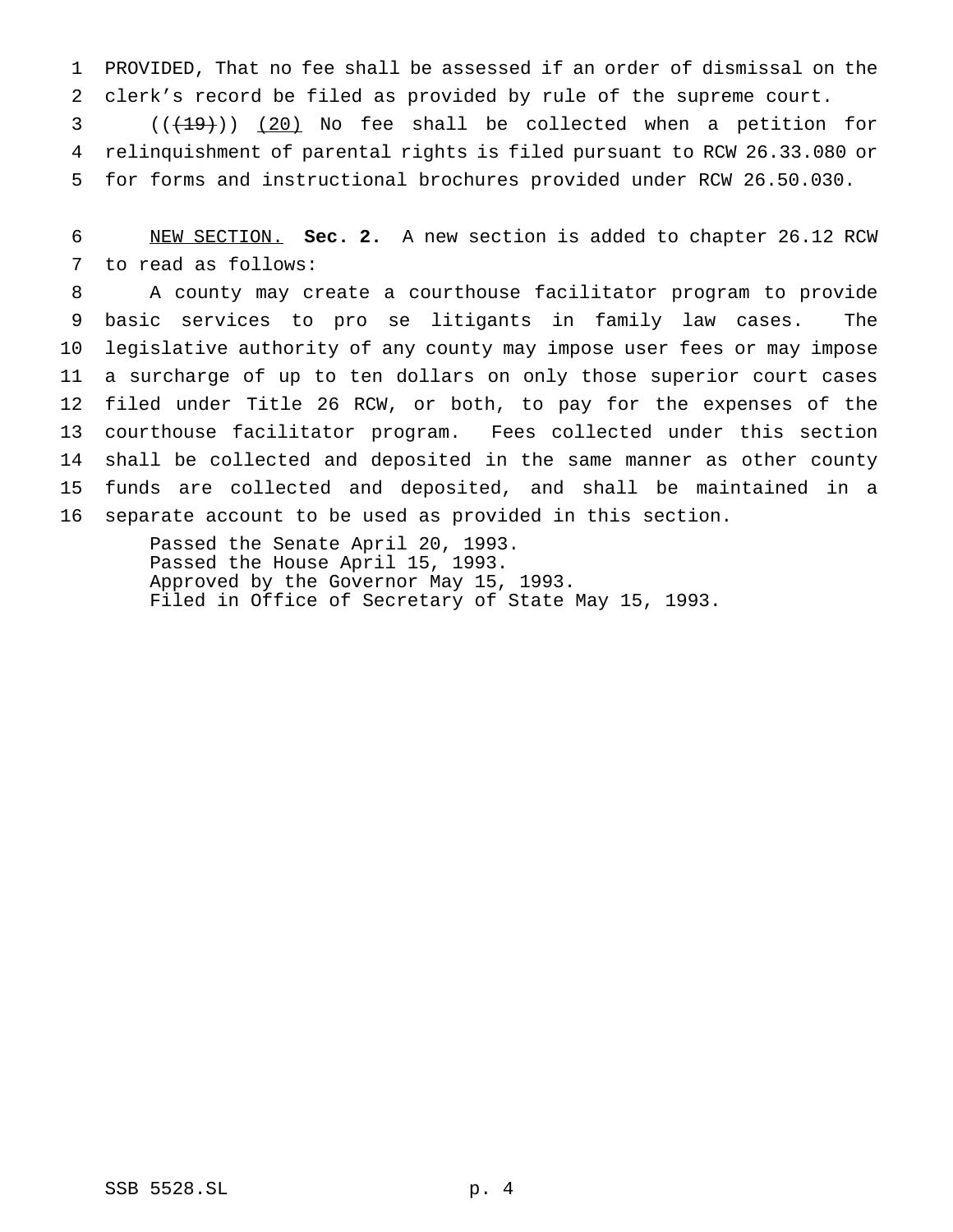PROVIDED, That no fee shall be assessed if an order of dismissal on the clerk's record be filed as provided by rule of the supreme court.

(( ~~(19)~~ )) (20) No fee shall be collected when a petition for relinquishment of parental rights is filed pursuant to RCW 26.33.080 or for forms and instructional brochures provided under RCW 26.50.030.

NEW SECTION. **Sec. 2.** A new section is added to chapter 26.12 RCW to read as follows:

A county may create a courthouse facilitator program to provide basic services to pro se litigants in family law cases. The legislative authority of any county may impose user fees or may impose a surcharge of up to ten dollars on only those superior court cases filed under Title 26 RCW, or both, to pay for the expenses of the courthouse facilitator program. Fees collected under this section shall be collected and deposited in the same manner as other county funds are collected and deposited, and shall be maintained in a separate account to be used as provided in this section.

Passed the Senate April 20, 1993.
Passed the House April 15, 1993.
Approved by the Governor May 15, 1993.
Filed in Office of Secretary of State May 15, 1993.